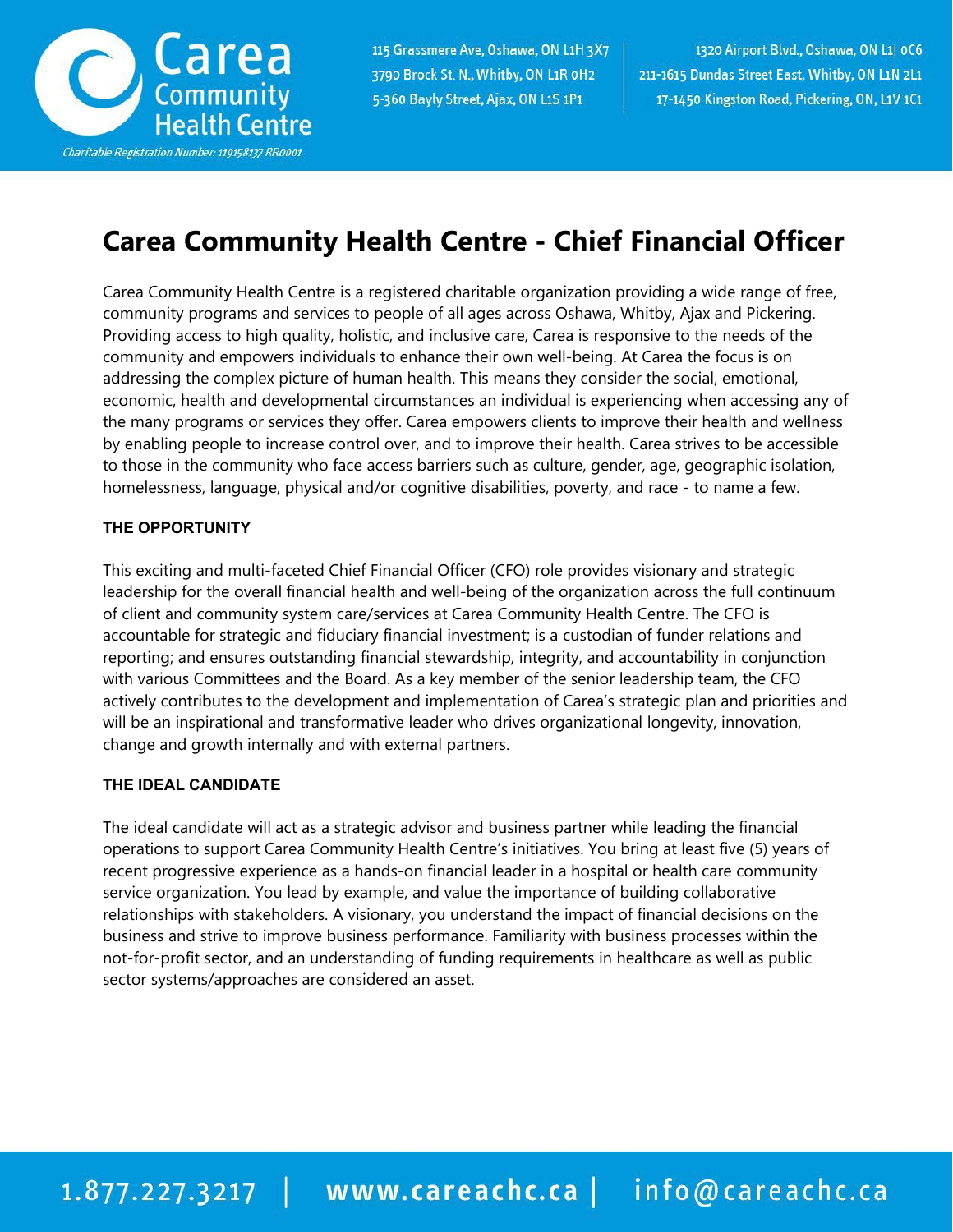Carea Community Health Centre

*Charitable Registration Number: 119158137 RR0001*

115 Grassmere Ave, Oshawa, ON L1H 3X7
3790 Brock St. N., Whitby, ON L1R 0H2
5-360 Bayly Street, Ajax, ON L1S 1P1

1320 Airport Blvd., Oshawa, ON L1J 0C6
211-1615 Dundas Street East, Whitby, ON L1N 2L1
17-1450 Kingston Road, Pickering, ON, L1V 1C1

# Carea Community Health Centre - Chief Financial Officer

Carea Community Health Centre is a registered charitable organization providing a wide range of free, community programs and services to people of all ages across Oshawa, Whitby, Ajax and Pickering. Providing access to high quality, holistic, and inclusive care, Carea is responsive to the needs of the community and empowers individuals to enhance their own well-being. At Carea the focus is on addressing the complex picture of human health. This means they consider the social, emotional, economic, health and developmental circumstances an individual is experiencing when accessing any of the many programs or services they offer. Carea empowers clients to improve their health and wellness by enabling people to increase control over, and to improve their health. Carea strives to be accessible to those in the community who face access barriers such as culture, gender, age, geographic isolation, homelessness, language, physical and/or cognitive disabilities, poverty, and race - to name a few.

## THE OPPORTUNITY

This exciting and multi-faceted Chief Financial Officer (CFO) role provides visionary and strategic leadership for the overall financial health and well-being of the organization across the full continuum of client and community system care/services at Carea Community Health Centre. The CFO is accountable for strategic and fiduciary financial investment; is a custodian of funder relations and reporting; and ensures outstanding financial stewardship, integrity, and accountability in conjunction with various Committees and the Board. As a key member of the senior leadership team, the CFO actively contributes to the development and implementation of Carea's strategic plan and priorities and will be an inspirational and transformative leader who drives organizational longevity, innovation, change and growth internally and with external partners.

## THE IDEAL CANDIDATE

The ideal candidate will act as a strategic advisor and business partner while leading the financial operations to support Carea Community Health Centre's initiatives. You bring at least five (5) years of recent progressive experience as a hands-on financial leader in a hospital or health care community service organization. You lead by example, and value the importance of building collaborative relationships with stakeholders. A visionary, you understand the impact of financial decisions on the business and strive to improve business performance. Familiarity with business processes within the not-for-profit sector, and an understanding of funding requirements in healthcare as well as public sector systems/approaches are considered an asset.

1.877.227.3217 | www.careachc.ca | info@careachc.ca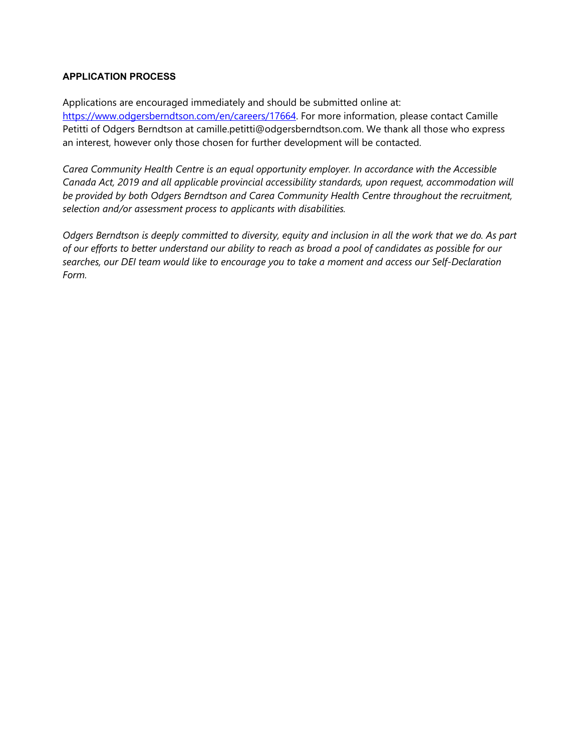**APPLICATION PROCESS**

Applications are encouraged immediately and should be submitted online at: [https://www.odgersberndtson.com/en/careers/17664](https://www.odgersberndtson.com/en/careers/17664). For more information, please contact Camille Petitti of Odgers Berndtson at camille.petitti@odgersberndtson.com. We thank all those who express an interest, however only those chosen for further development will be contacted.

*Carea Community Health Centre is an equal opportunity employer. In accordance with the Accessible Canada Act, 2019 and all applicable provincial accessibility standards, upon request, accommodation will be provided by both Odgers Berndtson and Carea Community Health Centre throughout the recruitment, selection and/or assessment process to applicants with disabilities.*

*Odgers Berndtson is deeply committed to diversity, equity and inclusion in all the work that we do. As part of our efforts to better understand our ability to reach as broad a pool of candidates as possible for our searches, our DEI team would like to encourage you to take a moment and access our Self-Declaration Form.*